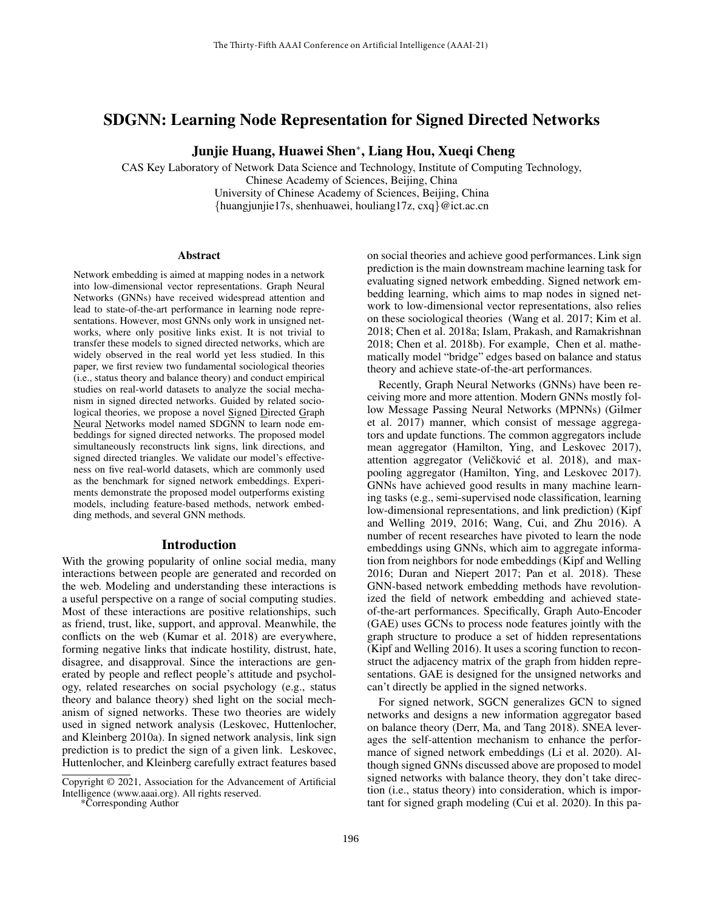# SDGNN: Learning Node Representation for Signed Directed Networks

**Junjie Huang, Huawei Shen***, **Liang Hou, Xueqi Cheng**

CAS Key Laboratory of Network Data Science and Technology, Institute of Computing Technology,
Chinese Academy of Sciences, Beijing, China
University of Chinese Academy of Sciences, Beijing, China
{huangjunjie17s, shenhuawei, houliang17z, cxq}@ict.ac.cn

## Abstract

Network embedding is aimed at mapping nodes in a network into low-dimensional vector representations. Graph Neural Networks (GNNs) have received widespread attention and lead to state-of-the-art performance in learning node representations. However, most GNNs only work in unsigned networks, where only positive links exist. It is not trivial to transfer these models to signed directed networks, which are widely observed in the real world yet less studied. In this paper, we first review two fundamental sociological theories (i.e., status theory and balance theory) and conduct empirical studies on real-world datasets to analyze the social mechanism in signed directed networks. Guided by related sociological theories, we propose a novel Signed Directed Graph Neural Networks model named SDGNN to learn node embeddings for signed directed networks. The proposed model simultaneously reconstructs link signs, link directions, and signed directed triangles. We validate our model's effectiveness on five real-world datasets, which are commonly used as the benchmark for signed network embeddings. Experiments demonstrate the proposed model outperforms existing models, including feature-based methods, network embedding methods, and several GNN methods.

## Introduction

With the growing popularity of online social media, many interactions between people are generated and recorded on the web. Modeling and understanding these interactions is a useful perspective on a range of social computing studies. Most of these interactions are positive relationships, such as friend, trust, like, support, and approval. Meanwhile, the conflicts on the web (Kumar et al. 2018) are everywhere, forming negative links that indicate hostility, distrust, hate, disagree, and disapproval. Since the interactions are generated by people and reflect people's attitude and psychology, related researches on social psychology (e.g., status theory and balance theory) shed light on the social mechanism of signed networks. These two theories are widely used in signed network analysis (Leskovec, Huttenlocher, and Kleinberg 2010a). In signed network analysis, link sign prediction is to predict the sign of a given link. Leskovec, Huttenlocher, and Kleinberg carefully extract features based on social theories and achieve good performances. Link sign prediction is the main downstream machine learning task for evaluating signed network embedding. Signed network embedding learning, which aims to map nodes in signed network to low-dimensional vector representations, also relies on these sociological theories (Wang et al. 2017; Kim et al. 2018; Chen et al. 2018a; Islam, Prakash, and Ramakrishnan 2018; Chen et al. 2018b). For example, Chen et al. mathematically model "bridge" edges based on balance and status theory and achieve state-of-the-art performances.

Recently, Graph Neural Networks (GNNs) have been receiving more and more attention. Modern GNNs mostly follow Message Passing Neural Networks (MPNNs) (Gilmer et al. 2017) manner, which consist of message aggregators and update functions. The common aggregators include mean aggregator (Hamilton, Ying, and Leskovec 2017), attention aggregator (Veličković et al. 2018), and max-pooling aggregator (Hamilton, Ying, and Leskovec 2017). GNNs have achieved good results in many machine learning tasks (e.g., semi-supervised node classification, learning low-dimensional representations, and link prediction) (Kipf and Welling 2019, 2016; Wang, Cui, and Zhu 2016). A number of recent researches have pivoted to learn the node embeddings using GNNs, which aim to aggregate information from neighbors for node embeddings (Kipf and Welling 2016; Duran and Niepert 2017; Pan et al. 2018). These GNN-based network embedding methods have revolutionized the field of network embedding and achieved state-of-the-art performances. Specifically, Graph Auto-Encoder (GAE) uses GCNs to process node features jointly with the graph structure to produce a set of hidden representations (Kipf and Welling 2016). It uses a scoring function to reconstruct the adjacency matrix of the graph from hidden representations. GAE is designed for the unsigned networks and can't directly be applied in the signed networks.

For signed network, SGCN generalizes GCN to signed networks and designs a new information aggregator based on balance theory (Derr, Ma, and Tang 2018). SNEA leverages the self-attention mechanism to enhance the performance of signed network embeddings (Li et al. 2020). Although signed GNNs discussed above are proposed to model signed networks with balance theory, they don't take direction (i.e., status theory) into consideration, which is important for signed graph modeling (Cui et al. 2020). In this pa-

Copyright © 2021, Association for the Advancement of Artificial Intelligence (www.aaai.org). All rights reserved.

*Corresponding Author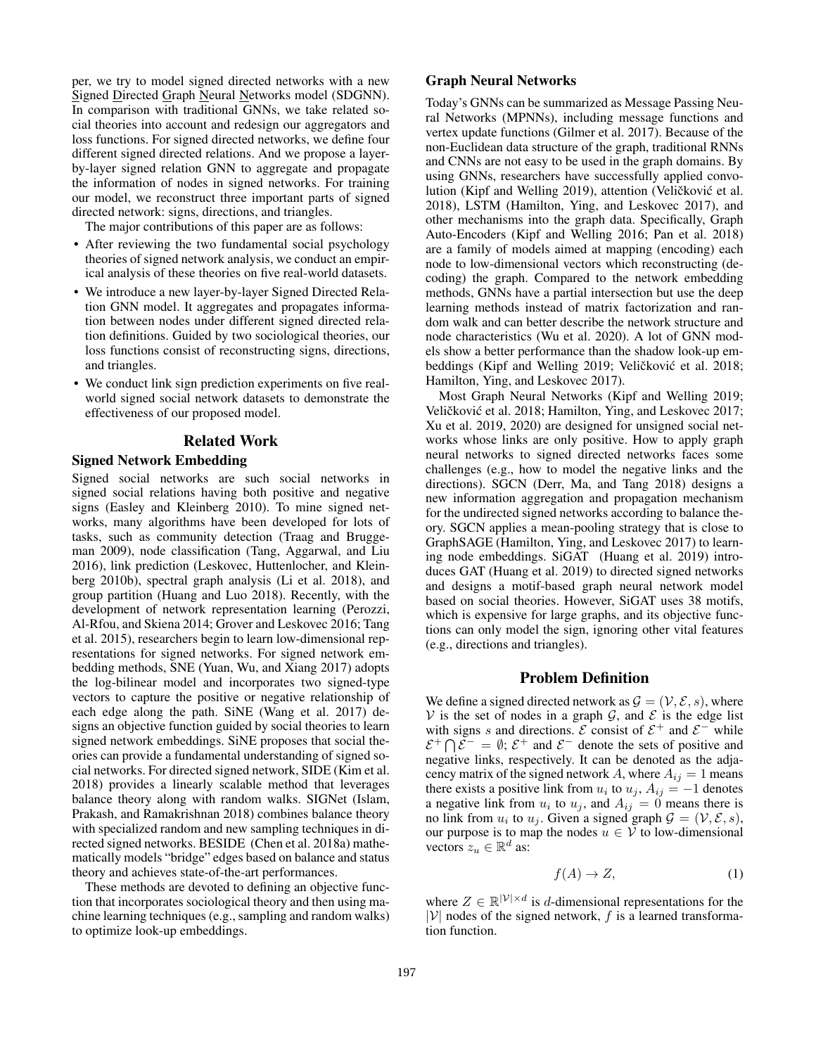per, we try to model signed directed networks with a new Signed Directed Graph Neural Networks model (SDGNN). In comparison with traditional GNNs, we take related social theories into account and redesign our aggregators and loss functions. For signed directed networks, we define four different signed directed relations. And we propose a layer-by-layer signed relation GNN to aggregate and propagate the information of nodes in signed networks. For training our model, we reconstruct three important parts of signed directed network: signs, directions, and triangles.

The major contributions of this paper are as follows:

- After reviewing the two fundamental social psychology theories of signed network analysis, we conduct an empirical analysis of these theories on five real-world datasets.
- We introduce a new layer-by-layer Signed Directed Relation GNN model. It aggregates and propagates information between nodes under different signed directed relation definitions. Guided by two sociological theories, our loss functions consist of reconstructing signs, directions, and triangles.
- We conduct link sign prediction experiments on five real-world signed social network datasets to demonstrate the effectiveness of our proposed model.

## Related Work

### Signed Network Embedding

Signed social networks are such social networks in signed social relations having both positive and negative signs (Easley and Kleinberg 2010). To mine signed networks, many algorithms have been developed for lots of tasks, such as community detection (Traag and Bruggeman 2009), node classification (Tang, Aggarwal, and Liu 2016), link prediction (Leskovec, Huttenlocher, and Kleinberg 2010b), spectral graph analysis (Li et al. 2018), and group partition (Huang and Luo 2018). Recently, with the development of network representation learning (Perozzi, Al-Rfou, and Skiena 2014; Grover and Leskovec 2016; Tang et al. 2015), researchers begin to learn low-dimensional representations for signed networks. For signed network embedding methods, SNE (Yuan, Wu, and Xiang 2017) adopts the log-bilinear model and incorporates two signed-type vectors to capture the positive or negative relationship of each edge along the path. SiNE (Wang et al. 2017) designs an objective function guided by social theories to learn signed network embeddings. SiNE proposes that social theories can provide a fundamental understanding of signed social networks. For directed signed network, SIDE (Kim et al. 2018) provides a linearly scalable method that leverages balance theory along with random walks. SIGNet (Islam, Prakash, and Ramakrishnan 2018) combines balance theory with specialized random and new sampling techniques in directed signed networks. BESIDE (Chen et al. 2018a) mathematically models "bridge" edges based on balance and status theory and achieves state-of-the-art performances.

These methods are devoted to defining an objective function that incorporates sociological theory and then using machine learning techniques (e.g., sampling and random walks) to optimize look-up embeddings.

### Graph Neural Networks

Today's GNNs can be summarized as Message Passing Neural Networks (MPNNs), including message functions and vertex update functions (Gilmer et al. 2017). Because of the non-Euclidean data structure of the graph, traditional RNNs and CNNs are not easy to be used in the graph domains. By using GNNs, researchers have successfully applied convolution (Kipf and Welling 2019), attention (Veličković et al. 2018), LSTM (Hamilton, Ying, and Leskovec 2017), and other mechanisms into the graph data. Specifically, Graph Auto-Encoders (Kipf and Welling 2016; Pan et al. 2018) are a family of models aimed at mapping (encoding) each node to low-dimensional vectors which reconstructing (decoding) the graph. Compared to the network embedding methods, GNNs have a partial intersection but use the deep learning methods instead of matrix factorization and random walk and can better describe the network structure and node characteristics (Wu et al. 2020). A lot of GNN models show a better performance than the shadow look-up embeddings (Kipf and Welling 2019; Veličković et al. 2018; Hamilton, Ying, and Leskovec 2017).

Most Graph Neural Networks (Kipf and Welling 2019; Veličković et al. 2018; Hamilton, Ying, and Leskovec 2017; Xu et al. 2019, 2020) are designed for unsigned social networks whose links are only positive. How to apply graph neural networks to signed directed networks faces some challenges (e.g., how to model the negative links and the directions). SGCN (Derr, Ma, and Tang 2018) designs a new information aggregation and propagation mechanism for the undirected signed networks according to balance theory. SGCN applies a mean-pooling strategy that is close to GraphSAGE (Hamilton, Ying, and Leskovec 2017) to learning node embeddings. SiGAT (Huang et al. 2019) introduces GAT (Huang et al. 2019) to directed signed networks and designs a motif-based graph neural network model based on social theories. However, SiGAT uses 38 motifs, which is expensive for large graphs, and its objective functions can only model the sign, ignoring other vital features (e.g., directions and triangles).

## Problem Definition

We define a signed directed network as $\mathcal{G} = (\mathcal{V}, \mathcal{E}, s)$, where $\mathcal{V}$ is the set of nodes in a graph $\mathcal{G}$, and $\mathcal{E}$ is the edge list with signs $s$ and directions. $\mathcal{E}$ consist of $\mathcal{E}^+$ and $\mathcal{E}^-$ while $\mathcal{E}^+ \bigcap \mathcal{E}^- = \emptyset$; $\mathcal{E}^+$ and $\mathcal{E}^-$ denote the sets of positive and negative links, respectively. It can be denoted as the adjacency matrix of the signed network $A$, where $A_{ij} = 1$ means there exists a positive link from $u_i$ to $u_j$, $A_{ij} = -1$ denotes a negative link from $u_i$ to $u_j$, and $A_{ij} = 0$ means there is no link from $u_i$ to $u_j$. Given a signed graph $\mathcal{G} = (\mathcal{V}, \mathcal{E}, s)$, our purpose is to map the nodes $u \in \mathcal{V}$ to low-dimensional vectors $z_u \in \mathbb{R}^d$ as:

$$f(A) \to Z, \tag{1}$$

where $Z \in \mathbb{R}^{|\mathcal{V}| \times d}$ is $d$-dimensional representations for the $|\mathcal{V}|$ nodes of the signed network, $f$ is a learned transformation function.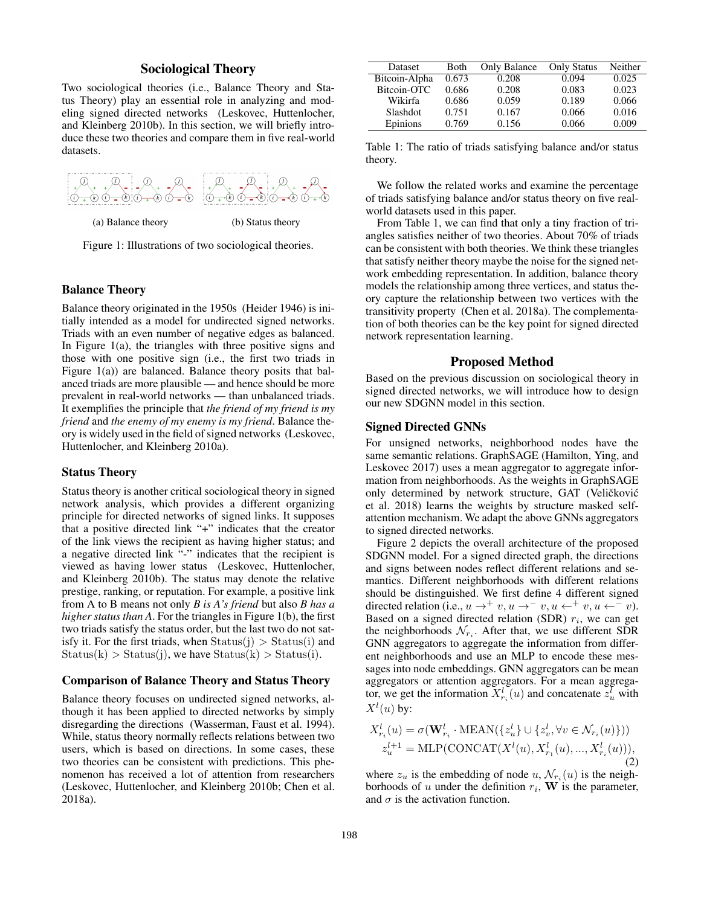## Sociological Theory

Two sociological theories (i.e., Balance Theory and Status Theory) play an essential role in analyzing and modeling signed directed networks (Leskovec, Huttenlocher, and Kleinberg 2010b). In this section, we will briefly introduce these two theories and compare them in five real-world datasets.

(a) Balance theory

(b) Status theory

Figure 1: Illustrations of two sociological theories.

### Balance Theory

Balance theory originated in the 1950s (Heider 1946) is initially intended as a model for undirected signed networks. Triads with an even number of negative edges as balanced. In Figure 1(a), the triangles with three positive signs and those with one positive sign (i.e., the first two triads in Figure 1(a)) are balanced. Balance theory posits that balanced triads are more plausible — and hence should be more prevalent in real-world networks — than unbalanced triads. It exemplifies the principle that *the friend of my friend is my friend* and *the enemy of my enemy is my friend*. Balance theory is widely used in the field of signed networks (Leskovec, Huttenlocher, and Kleinberg 2010a).

### Status Theory

Status theory is another critical sociological theory in signed network analysis, which provides a different organizing principle for directed networks of signed links. It supposes that a positive directed link "+" indicates that the creator of the link views the recipient as having higher status; and a negative directed link "-" indicates that the recipient is viewed as having lower status (Leskovec, Huttenlocher, and Kleinberg 2010b). The status may denote the relative prestige, ranking, or reputation. For example, a positive link from A to B means not only *B is A's friend* but also *B has a higher status than A*. For the triangles in Figure 1(b), the first two triads satisfy the status order, but the last two do not satisfy it. For the first triads, when $\mathrm{Status(j)} > \mathrm{Status(i)}$ and $\mathrm{Status(k)} > \mathrm{Status(j)}$, we have $\mathrm{Status(k)} > \mathrm{Status(i)}$.

### Comparison of Balance Theory and Status Theory

Balance theory focuses on undirected signed networks, although it has been applied to directed networks by simply disregarding the directions (Wasserman, Faust et al. 1994). While, status theory normally reflects relations between two users, which is based on directions. In some cases, these two theories can be consistent with predictions. This phenomenon has received a lot of attention from researchers (Leskovec, Huttenlocher, and Kleinberg 2010b; Chen et al. 2018a).

| Dataset | Both | Only Balance | Only Status | Neither |
|---|---|---|---|---|
| Bitcoin-Alpha | 0.673 | 0.208 | 0.094 | 0.025 |
| Bitcoin-OTC | 0.686 | 0.208 | 0.083 | 0.023 |
| Wikirfa | 0.686 | 0.059 | 0.189 | 0.066 |
| Slashdot | 0.751 | 0.167 | 0.066 | 0.016 |
| Epinions | 0.769 | 0.156 | 0.066 | 0.009 |

Table 1: The ratio of triads satisfying balance and/or status theory.

We follow the related works and examine the percentage of triads satisfying balance and/or status theory on five real-world datasets used in this paper.

From Table 1, we can find that only a tiny fraction of triangles satisfies neither of two theories. About 70% of triads can be consistent with both theories. We think these triangles that satisfy neither theory maybe the noise for the signed network embedding representation. In addition, balance theory models the relationship among three vertices, and status theory capture the relationship between two vertices with the transitivity property (Chen et al. 2018a). The complementation of both theories can be the key point for signed directed network representation learning.

## Proposed Method

Based on the previous discussion on sociological theory in signed directed networks, we will introduce how to design our new SDGNN model in this section.

### Signed Directed GNNs

For unsigned networks, neighborhood nodes have the same semantic relations. GraphSAGE (Hamilton, Ying, and Leskovec 2017) uses a mean aggregator to aggregate information from neighborhoods. As the weights in GraphSAGE only determined by network structure, GAT (Veličković et al. 2018) learns the weights by structure masked self-attention mechanism. We adapt the above GNNs aggregators to signed directed networks.

Figure 2 depicts the overall architecture of the proposed SDGNN model. For a signed directed graph, the directions and signs between nodes reflect different relations and semantics. Different neighborhoods with different relations should be distinguished. We first define 4 different signed directed relation (i.e., $u \rightarrow^{+} v, u \rightarrow^{-} v, u \leftarrow^{+} v, u \leftarrow^{-} v$). Based on a signed directed relation (SDR) $r_i$, we can get the neighborhoods $\mathcal{N}_{r_i}$. After that, we use different SDR GNN aggregators to aggregate the information from different neighborhoods and use an MLP to encode these messages into node embeddings. GNN aggregators can be mean aggregators or attention aggregators. For a mean aggregator, we get the information $X^l_{r_i}(u)$ and concatenate $z^l_u$ with $X^l(u)$ by:

$$
\begin{aligned}
X^l_{r_i}(u) &= \sigma(\mathbf{W}^l_{r_i} \cdot \mathrm{MEAN}(\{z^l_u\} \cup \{z^l_v, \forall v \in \mathcal{N}_{r_i}(u)\})) \\
z^{l+1}_u &= \mathrm{MLP}(\mathrm{CONCAT}(X^l(u), X^l_{r_1}(u), ..., X^l_{r_i}(u))),
\end{aligned} \tag{2}
$$

where $z_u$ is the embedding of node $u$, $\mathcal{N}_{r_i}(u)$ is the neighborhoods of $u$ under the definition $r_i$, $\mathbf{W}$ is the parameter, and $\sigma$ is the activation function.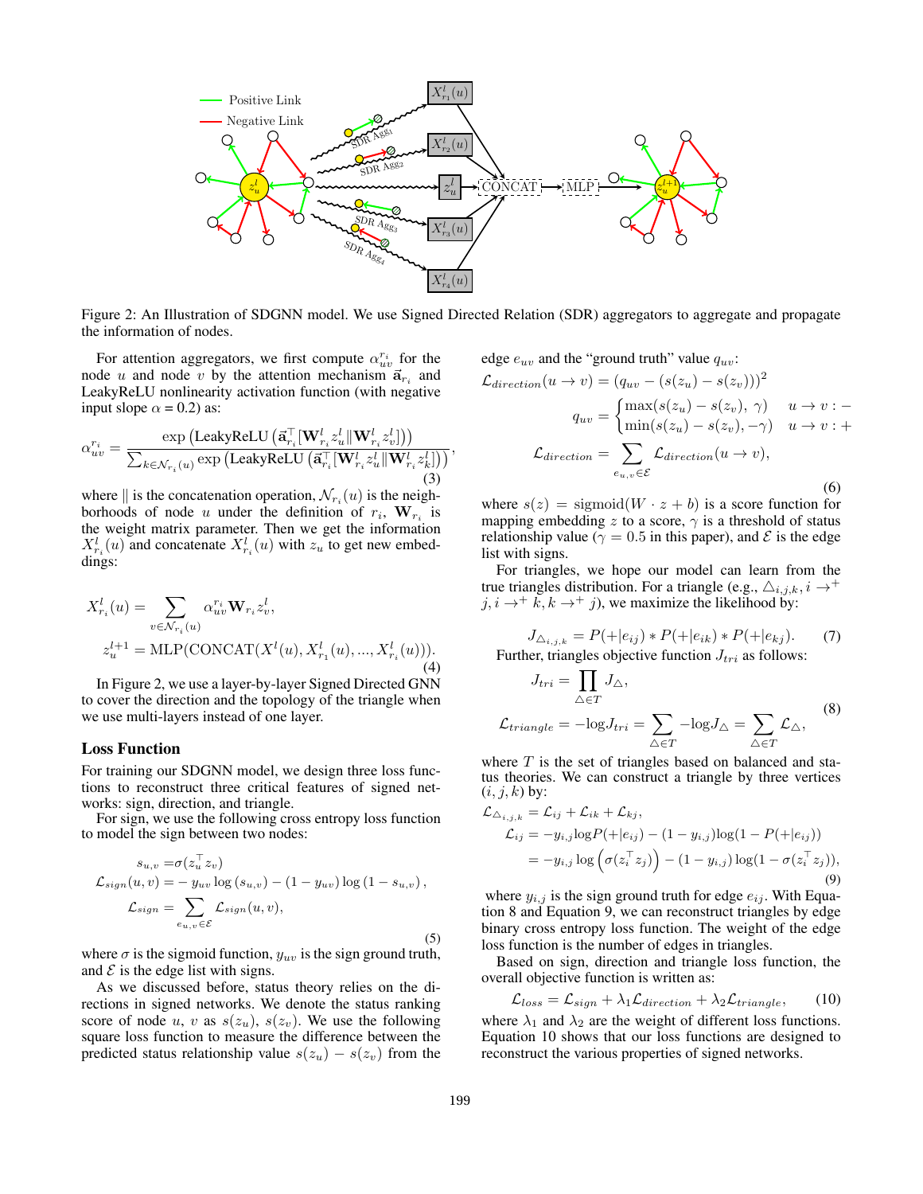Positive Link

Negative Link

SDR Agg$_1$

SDR Agg$_2$

SDR Agg$_3$

SDR Agg$_4$

$X^l_{r_1}(u)$

$X^l_{r_2}(u)$

$z^l_u$

$X^l_{r_3}(u)$

$X^l_{r_4}(u)$

CONCAT

MLP

$z^l_u$

$z^{l+1}_u$

Figure 2: An Illustration of SDGNN model. We use Signed Directed Relation (SDR) aggregators to aggregate and propagate the information of nodes.

For attention aggregators, we first compute $\alpha^{r_i}_{uv}$ for the node $u$ and node $v$ by the attention mechanism $\vec{\mathbf{a}}_{r_i}$ and LeakyReLU nonlinearity activation function (with negative input slope $\alpha = 0.2$) as:

$$\alpha^{r_i}_{uv} = \frac{\exp\left(\text{LeakyReLU}\left(\vec{\mathbf{a}}^{\top}_{r_i}[\mathbf{W}^l_{r_i} z^l_u \| \mathbf{W}^l_{r_i} z^l_v]\right)\right)}{\sum_{k \in \mathcal{N}_{r_i}(u)} \exp\left(\text{LeakyReLU}\left(\vec{\mathbf{a}}^{\top}_{r_i}[\mathbf{W}^l_{r_i} z^l_u \| \mathbf{W}^l_{r_i} z^l_k]\right)\right)}, \tag{3}$$

where $\|$ is the concatenation operation, $\mathcal{N}_{r_i}(u)$ is the neighborhoods of node $u$ under the definition of $r_i$, $\mathbf{W}_{r_i}$ is the weight matrix parameter. Then we get the information $X^l_{r_i}(u)$ and concatenate $X^l_{r_i}(u)$ with $z_u$ to get new embeddings:

$$\begin{aligned} X^l_{r_i}(u) &= \sum_{v \in \mathcal{N}_{r_i}(u)} \alpha^{r_i}_{uv} \mathbf{W}_{r_i} z^l_v, \\ z^{l+1}_u &= \text{MLP}(\text{CONCAT}(X^l(u), X^l_{r_1}(u), ..., X^l_{r_i}(u))). \end{aligned} \tag{4}$$

In Figure 2, we use a layer-by-layer Signed Directed GNN to cover the direction and the topology of the triangle when we use multi-layers instead of one layer.

## Loss Function

For training our SDGNN model, we design three loss functions to reconstruct three critical features of signed networks: sign, direction, and triangle.

For sign, we use the following cross entropy loss function to model the sign between two nodes:

$$\begin{aligned} s_{u,v} &= \sigma(z_u^{\top} z_v) \\ \mathcal{L}_{sign}(u,v) &= -y_{uv} \log\left(s_{u,v}\right) - (1 - y_{uv}) \log\left(1 - s_{u,v}\right), \\ \mathcal{L}_{sign} &= \sum_{e_{u,v} \in \mathcal{E}} \mathcal{L}_{sign}(u,v), \end{aligned} \tag{5}$$

where $\sigma$ is the sigmoid function, $y_{uv}$ is the sign ground truth, and $\mathcal{E}$ is the edge list with signs.

As we discussed before, status theory relies on the directions in signed networks. We denote the status ranking score of node $u$, $v$ as $s(z_u)$, $s(z_v)$. We use the following square loss function to measure the difference between the predicted status relationship value $s(z_u) - s(z_v)$ from the edge $e_{uv}$ and the "ground truth" value $q_{uv}$:

$$\begin{aligned} \mathcal{L}_{direction}(u \to v) &= (q_{uv} - (s(z_u) - s(z_v)))^2 \\ q_{uv} &= \begin{cases} \max(s(z_u) - s(z_v),\ \gamma) & u \to v : - \\ \min(s(z_u) - s(z_v), -\gamma) & u \to v : + \end{cases} \\ \mathcal{L}_{direction} &= \sum_{e_{u,v} \in \mathcal{E}} \mathcal{L}_{direction}(u \to v), \end{aligned} \tag{6}$$

where $s(z) = \text{sigmoid}(W \cdot z + b)$ is a score function for mapping embedding $z$ to a score, $\gamma$ is a threshold of status relationship value ($\gamma = 0.5$ in this paper), and $\mathcal{E}$ is the edge list with signs.

For triangles, we hope our model can learn from the true triangles distribution. For a triangle (e.g., $\triangle_{i,j,k}, i \to^{+} j, i \to^{+} k, k \to^{+} j$), we maximize the likelihood by:

$$J_{\triangle_{i,j,k}} = P(+|e_{ij}) * P(+|e_{ik}) * P(+|e_{kj}). \tag{7}$$

Further, triangles objective function $J_{tri}$ as follows:

$$\begin{aligned} J_{tri} &= \prod_{\triangle \in T} J_{\triangle}, \\ \mathcal{L}_{triangle} &= -\log J_{tri} = \sum_{\triangle \in T} -\log J_{\triangle} = \sum_{\triangle \in T} \mathcal{L}_{\triangle}, \end{aligned} \tag{8}$$

where $T$ is the set of triangles based on balanced and status theories. We can construct a triangle by three vertices $(i, j, k)$ by:

$$\begin{aligned} \mathcal{L}_{\triangle_{i,j,k}} &= \mathcal{L}_{ij} + \mathcal{L}_{ik} + \mathcal{L}_{kj}, \\ \mathcal{L}_{ij} &= -y_{i,j} \log P(+|e_{ij}) - (1 - y_{i,j}) \log(1 - P(+|e_{ij})) \\ &= -y_{i,j} \log\left(\sigma(z_i^{\top} z_j)\right) - (1 - y_{i,j}) \log(1 - \sigma(z_i^{\top} z_j)), \end{aligned} \tag{9}$$

where $y_{i,j}$ is the sign ground truth for edge $e_{ij}$. With Equation 8 and Equation 9, we can reconstruct triangles by edge binary cross entropy loss function. The weight of the edge loss function is the number of edges in triangles.

Based on sign, direction and triangle loss function, the overall objective function is written as:

$$\mathcal{L}_{loss} = \mathcal{L}_{sign} + \lambda_1 \mathcal{L}_{direction} + \lambda_2 \mathcal{L}_{triangle}, \tag{10}$$

where $\lambda_1$ and $\lambda_2$ are the weight of different loss functions. Equation 10 shows that our loss functions are designed to reconstruct the various properties of signed networks.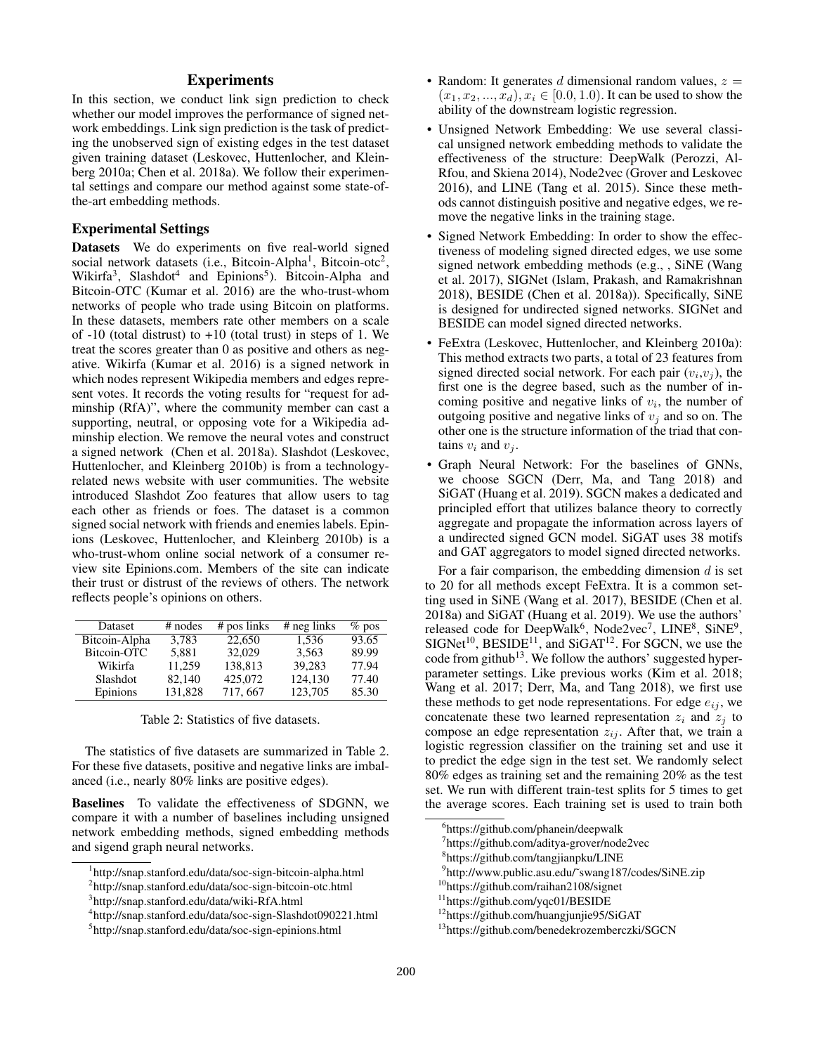## Experiments

In this section, we conduct link sign prediction to check whether our model improves the performance of signed network embeddings. Link sign prediction is the task of predicting the unobserved sign of existing edges in the test dataset given training dataset (Leskovec, Huttenlocher, and Kleinberg 2010a; Chen et al. 2018a). We follow their experimental settings and compare our method against some state-of-the-art embedding methods.

### Experimental Settings

**Datasets** We do experiments on five real-world signed social network datasets (i.e., Bitcoin-Alpha[1], Bitcoin-otc[2], Wikirfa[3], Slashdot[4] and Epinions[5]). Bitcoin-Alpha and Bitcoin-OTC (Kumar et al. 2016) are the who-trust-whom networks of people who trade using Bitcoin on platforms. In these datasets, members rate other members on a scale of -10 (total distrust) to +10 (total trust) in steps of 1. We treat the scores greater than 0 as positive and others as negative. Wikirfa (Kumar et al. 2016) is a signed network in which nodes represent Wikipedia members and edges represent votes. It records the voting results for "request for adminship (RfA)", where the community member can cast a supporting, neutral, or opposing vote for a Wikipedia adminship election. We remove the neural votes and construct a signed network (Chen et al. 2018a). Slashdot (Leskovec, Huttenlocher, and Kleinberg 2010b) is from a technology-related news website with user communities. The website introduced Slashdot Zoo features that allow users to tag each other as friends or foes. The dataset is a common signed social network with friends and enemies labels. Epinions (Leskovec, Huttenlocher, and Kleinberg 2010b) is a who-trust-whom online social network of a consumer review site Epinions.com. Members of the site can indicate their trust or distrust of the reviews of others. The network reflects people's opinions on others.

| Dataset | # nodes | # pos links | # neg links | % pos |
|---|---|---|---|---|
| Bitcoin-Alpha | 3,783 | 22,650 | 1,536 | 93.65 |
| Bitcoin-OTC | 5,881 | 32,029 | 3,563 | 89.99 |
| Wikirfa | 11,259 | 138,813 | 39,283 | 77.94 |
| Slashdot | 82,140 | 425,072 | 124,130 | 77.40 |
| Epinions | 131,828 | 717, 667 | 123,705 | 85.30 |

Table 2: Statistics of five datasets.

The statistics of five datasets are summarized in Table 2. For these five datasets, positive and negative links are imbalanced (i.e., nearly 80% links are positive edges).

**Baselines** To validate the effectiveness of SDGNN, we compare it with a number of baselines including unsigned network embedding methods, signed embedding methods and sigend graph neural networks.

- Random: It generates $d$ dimensional random values, $z = (x_1, x_2, ..., x_d), x_i \in [0.0, 1.0)$. It can be used to show the ability of the downstream logistic regression.
- Unsigned Network Embedding: We use several classical unsigned network embedding methods to validate the effectiveness of the structure: DeepWalk (Perozzi, Al-Rfou, and Skiena 2014), Node2vec (Grover and Leskovec 2016), and LINE (Tang et al. 2015). Since these methods cannot distinguish positive and negative edges, we remove the negative links in the training stage.
- Signed Network Embedding: In order to show the effectiveness of modeling signed directed edges, we use some signed network embedding methods (e.g., , SiNE (Wang et al. 2017), SIGNet (Islam, Prakash, and Ramakrishnan 2018), BESIDE (Chen et al. 2018a)). Specifically, SiNE is designed for undirected signed networks. SIGNet and BESIDE can model signed directed networks.
- FeExtra (Leskovec, Huttenlocher, and Kleinberg 2010a): This method extracts two parts, a total of 23 features from signed directed social network. For each pair ($v_i$,$v_j$), the first one is the degree based, such as the number of incoming positive and negative links of $v_i$, the number of outgoing positive and negative links of $v_j$ and so on. The other one is the structure information of the triad that contains $v_i$ and $v_j$.
- Graph Neural Network: For the baselines of GNNs, we choose SGCN (Derr, Ma, and Tang 2018) and SiGAT (Huang et al. 2019). SGCN makes a dedicated and principled effort that utilizes balance theory to correctly aggregate and propagate the information across layers of a undirected signed GCN model. SiGAT uses 38 motifs and GAT aggregators to model signed directed networks.

For a fair comparison, the embedding dimension $d$ is set to 20 for all methods except FeExtra. It is a common setting used in SiNE (Wang et al. 2017), BESIDE (Chen et al. 2018a) and SiGAT (Huang et al. 2019). We use the authors' released code for DeepWalk[6], Node2vec[7], LINE[8], SiNE[9], SIGNet[10], BESIDE[11], and SiGAT[12]. For SGCN, we use the code from github[13]. We follow the authors' suggested hyper-parameter settings. Like previous works (Kim et al. 2018; Wang et al. 2017; Derr, Ma, and Tang 2018), we first use these methods to get node representations. For edge $e_{ij}$, we concatenate these two learned representation $z_i$ and $z_j$ to compose an edge representation $z_{ij}$. After that, we train a logistic regression classifier on the training set and use it to predict the edge sign in the test set. We randomly select 80% edges as training set and the remaining 20% as the test set. We run with different train-test splits for 5 times to get the average scores. Each training set is used to train both

[1]http://snap.stanford.edu/data/soc-sign-bitcoin-alpha.html

[2]http://snap.stanford.edu/data/soc-sign-bitcoin-otc.html

[3]http://snap.stanford.edu/data/wiki-RfA.html

[4]http://snap.stanford.edu/data/soc-sign-Slashdot090221.html

[5]http://snap.stanford.edu/data/soc-sign-epinions.html

[6]https://github.com/phanein/deepwalk

[7]https://github.com/aditya-grover/node2vec

[8]https://github.com/tangjianpku/LINE

[9]http://www.public.asu.edu/~swang187/codes/SiNE.zip

[10]https://github.com/raihan2108/signet

[11]https://github.com/yqc01/BESIDE

[12]https://github.com/huangjunjie95/SiGAT

[13]https://github.com/benedekrozemberczki/SGCN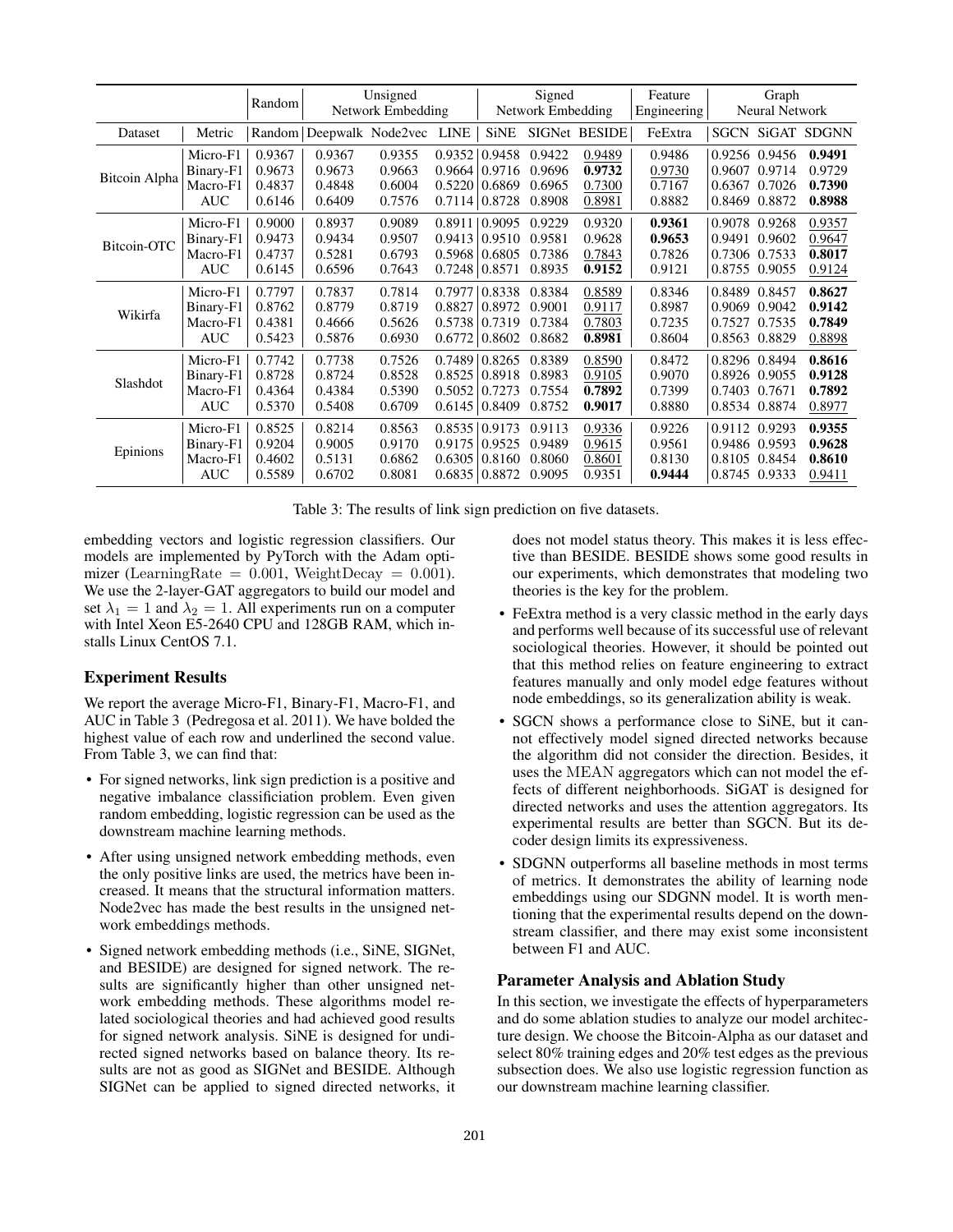|  |  | Random | Unsigned Network Embedding |  |  | Signed Network Embedding |  |  | Feature Engineering | Graph Neural Network |  |  |
|---|---|---|---|---|---|---|---|---|---|---|---|---|
| Dataset | Metric | Random | Deepwalk | Node2vec | LINE | SiNE | SIGNet | BESIDE | FeExtra | SGCN | SiGAT | SDGNN |
| Bitcoin Alpha | Micro-F1 | 0.9367 | 0.9367 | 0.9355 | 0.9352 | 0.9458 | 0.9422 | <u>0.9489</u> | 0.9486 | 0.9256 | 0.9456 | **0.9491** |
|  | Binary-F1 | 0.9673 | 0.9673 | 0.9663 | 0.9664 | 0.9716 | 0.9696 | **0.9732** | <u>0.9730</u> | 0.9607 | 0.9714 | 0.9729 |
|  | Macro-F1 | 0.4837 | 0.4848 | 0.6004 | 0.5220 | 0.6869 | 0.6965 | <u>0.7300</u> | 0.7167 | 0.6367 | 0.7026 | **0.7390** |
|  | AUC | 0.6146 | 0.6409 | 0.7576 | 0.7114 | 0.8728 | 0.8908 | <u>0.8981</u> | 0.8882 | 0.8469 | 0.8872 | **0.8988** |
| Bitcoin-OTC | Micro-F1 | 0.9000 | 0.8937 | 0.9089 | 0.8911 | 0.9095 | 0.9229 | 0.9320 | **0.9361** | 0.9078 | 0.9268 | <u>0.9357</u> |
|  | Binary-F1 | 0.9473 | 0.9434 | 0.9507 | 0.9413 | 0.9510 | 0.9581 | 0.9628 | **0.9653** | 0.9491 | 0.9602 | <u>0.9647</u> |
|  | Macro-F1 | 0.4737 | 0.5281 | 0.6793 | 0.5968 | 0.6805 | 0.7386 | <u>0.7843</u> | 0.7826 | 0.7306 | 0.7533 | **0.8017** |
|  | AUC | 0.6145 | 0.6596 | 0.7643 | 0.7248 | 0.8571 | 0.8935 | **0.9152** | 0.9121 | 0.8755 | 0.9055 | <u>0.9124</u> |
| Wikirfa | Micro-F1 | 0.7797 | 0.7837 | 0.7814 | 0.7977 | 0.8338 | 0.8384 | <u>0.8589</u> | 0.8346 | 0.8489 | 0.8457 | **0.8627** |
|  | Binary-F1 | 0.8762 | 0.8779 | 0.8719 | 0.8827 | 0.8972 | 0.9001 | <u>0.9117</u> | 0.8987 | 0.9069 | 0.9042 | **0.9142** |
|  | Macro-F1 | 0.4381 | 0.4666 | 0.5626 | 0.5738 | 0.7319 | 0.7384 | <u>0.7803</u> | 0.7235 | 0.7527 | 0.7535 | **0.7849** |
|  | AUC | 0.5423 | 0.5876 | 0.6930 | 0.6772 | 0.8602 | 0.8682 | **0.8981** | 0.8604 | 0.8563 | 0.8829 | <u>0.8898</u> |
| Slashdot | Micro-F1 | 0.7742 | 0.7738 | 0.7526 | 0.7489 | 0.8265 | 0.8389 | <u>0.8590</u> | 0.8472 | 0.8296 | 0.8494 | **0.8616** |
|  | Binary-F1 | 0.8728 | 0.8724 | 0.8528 | 0.8525 | 0.8918 | 0.8983 | <u>0.9105</u> | 0.9070 | 0.8926 | 0.9055 | **0.9128** |
|  | Macro-F1 | 0.4364 | 0.4384 | 0.5390 | 0.5052 | 0.7273 | 0.7554 | **0.7892** | 0.7399 | 0.7403 | 0.7671 | **0.7892** |
|  | AUC | 0.5370 | 0.5408 | 0.6709 | 0.6145 | 0.8409 | 0.8752 | **0.9017** | 0.8880 | 0.8534 | 0.8874 | <u>0.8977</u> |
| Epinions | Micro-F1 | 0.8525 | 0.8214 | 0.8563 | 0.8535 | 0.9173 | 0.9113 | <u>0.9336</u> | 0.9226 | 0.9112 | 0.9293 | **0.9355** |
|  | Binary-F1 | 0.9204 | 0.9005 | 0.9170 | 0.9175 | 0.9525 | 0.9489 | <u>0.9615</u> | 0.9561 | 0.9486 | 0.9593 | **0.9628** |
|  | Macro-F1 | 0.4602 | 0.5131 | 0.6862 | 0.6305 | 0.8160 | 0.8060 | <u>0.8601</u> | 0.8130 | 0.8105 | 0.8454 | **0.8610** |
|  | AUC | 0.5589 | 0.6702 | 0.8081 | 0.6835 | 0.8872 | 0.9095 | 0.9351 | **0.9444** | 0.8745 | 0.9333 | <u>0.9411</u> |

Table 3: The results of link sign prediction on five datasets.

embedding vectors and logistic regression classifiers. Our models are implemented by PyTorch with the Adam optimizer ($\text{LearningRate} = 0.001$, $\text{WeightDecay} = 0.001$). We use the 2-layer-GAT aggregators to build our model and set $\lambda_1 = 1$ and $\lambda_2 = 1$. All experiments run on a computer with Intel Xeon E5-2640 CPU and 128GB RAM, which installs Linux CentOS 7.1.

## Experiment Results

We report the average Micro-F1, Binary-F1, Macro-F1, and AUC in Table 3 (Pedregosa et al. 2011). We have bolded the highest value of each row and underlined the second value. From Table 3, we can find that:

- For signed networks, link sign prediction is a positive and negative imbalance classificiation problem. Even given random embedding, logistic regression can be used as the downstream machine learning methods.
- After using unsigned network embedding methods, even the only positive links are used, the metrics have been increased. It means that the structural information matters. Node2vec has made the best results in the unsigned network embeddings methods.
- Signed network embedding methods (i.e., SiNE, SIGNet, and BESIDE) are designed for signed network. The results are significantly higher than other unsigned network embedding methods. These algorithms model related sociological theories and had achieved good results for signed network analysis. SiNE is designed for undirected signed networks based on balance theory. Its results are not as good as SIGNet and BESIDE. Although SIGNet can be applied to signed directed networks, it does not model status theory. This makes it is less effective than BESIDE. BESIDE shows some good results in our experiments, which demonstrates that modeling two theories is the key for the problem.
- FeExtra method is a very classic method in the early days and performs well because of its successful use of relevant sociological theories. However, it should be pointed out that this method relies on feature engineering to extract features manually and only model edge features without node embeddings, so its generalization ability is weak.
- SGCN shows a performance close to SiNE, but it cannot effectively model signed directed networks because the algorithm did not consider the direction. Besides, it uses the MEAN aggregators which can not model the effects of different neighborhoods. SiGAT is designed for directed networks and uses the attention aggregators. Its experimental results are better than SGCN. But its decoder design limits its expressiveness.
- SDGNN outperforms all baseline methods in most terms of metrics. It demonstrates the ability of learning node embeddings using our SDGNN model. It is worth mentioning that the experimental results depend on the downstream classifier, and there may exist some inconsistent between F1 and AUC.

## Parameter Analysis and Ablation Study

In this section, we investigate the effects of hyperparameters and do some ablation studies to analyze our model architecture design. We choose the Bitcoin-Alpha as our dataset and select 80% training edges and 20% test edges as the previous subsection does. We also use logistic regression function as our downstream machine learning classifier.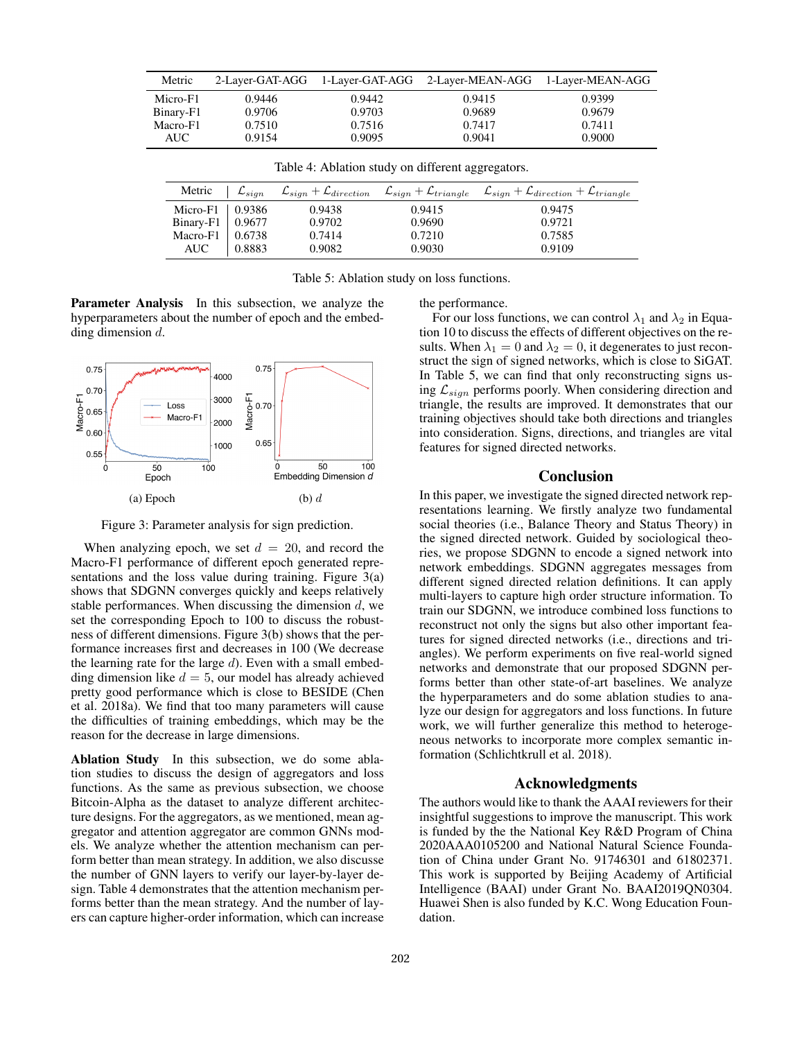| Metric | 2-Layer-GAT-AGG | 1-Layer-GAT-AGG | 2-Layer-MEAN-AGG | 1-Layer-MEAN-AGG |
|---|---|---|---|---|
| Micro-F1 | 0.9446 | 0.9442 | 0.9415 | 0.9399 |
| Binary-F1 | 0.9706 | 0.9703 | 0.9689 | 0.9679 |
| Macro-F1 | 0.7510 | 0.7516 | 0.7417 | 0.7411 |
| AUC | 0.9154 | 0.9095 | 0.9041 | 0.9000 |

Table 4: Ablation study on different aggregators.

| Metric | $\mathcal{L}_{sign}$ | $\mathcal{L}_{sign} + \mathcal{L}_{direction}$ | $\mathcal{L}_{sign} + \mathcal{L}_{triangle}$ | $\mathcal{L}_{sign} + \mathcal{L}_{direction} + \mathcal{L}_{triangle}$ |
|---|---|---|---|---|
| Micro-F1 | 0.9386 | 0.9438 | 0.9415 | 0.9475 |
| Binary-F1 | 0.9677 | 0.9702 | 0.9690 | 0.9721 |
| Macro-F1 | 0.6738 | 0.7414 | 0.7210 | 0.7585 |
| AUC | 0.8883 | 0.9082 | 0.9030 | 0.9109 |

Table 5: Ablation study on loss functions.

**Parameter Analysis** In this subsection, we analyze the hyperparameters about the number of epoch and the embedding dimension $d$.

0.75
0.70
0.65
0.60
0.55
Macro-F1
4000
3000
2000
1000
Loss
Macro-F1
0
50
100
Epoch

(a) Epoch

0.75
0.70
0.65
Macro-F1
0
50
100
Embedding Dimension $d$

(b) $d$

Figure 3: Parameter analysis for sign prediction.

When analyzing epoch, we set $d = 20$, and record the Macro-F1 performance of different epoch generated representations and the loss value during training. Figure 3(a) shows that SDGNN converges quickly and keeps relatively stable performances. When discussing the dimension $d$, we set the corresponding Epoch to 100 to discuss the robustness of different dimensions. Figure 3(b) shows that the performance increases first and decreases in 100 (We decrease the learning rate for the large $d$). Even with a small embedding dimension like $d = 5$, our model has already achieved pretty good performance which is close to BESIDE (Chen et al. 2018a). We find that too many parameters will cause the difficulties of training embeddings, which may be the reason for the decrease in large dimensions.

**Ablation Study** In this subsection, we do some ablation studies to discuss the design of aggregators and loss functions. As the same as previous subsection, we choose Bitcoin-Alpha as the dataset to analyze different architecture designs. For the aggregators, as we mentioned, mean aggregator and attention aggregator are common GNNs models. We analyze whether the attention mechanism can perform better than mean strategy. In addition, we also discuss the number of GNN layers to verify our layer-by-layer design. Table 4 demonstrates that the attention mechanism performs better than the mean strategy. And the number of layers can capture higher-order information, which can increase the performance.

For our loss functions, we can control $\lambda_1$ and $\lambda_2$ in Equation 10 to discuss the effects of different objectives on the results. When $\lambda_1 = 0$ and $\lambda_2 = 0$, it degenerates to just reconstruct the sign of signed networks, which is close to SiGAT. In Table 5, we can find that only reconstructing signs using $\mathcal{L}_{sign}$ performs poorly. When considering direction and triangle, the results are improved. It demonstrates that our training objectives should take both directions and triangles into consideration. Signs, directions, and triangles are vital features for signed directed networks.

## Conclusion

In this paper, we investigate the signed directed network representations learning. We firstly analyze two fundamental social theories (i.e., Balance Theory and Status Theory) in the signed directed network. Guided by sociological theories, we propose SDGNN to encode a signed network into network embeddings. SDGNN aggregates messages from different signed directed relation definitions. It can apply multi-layers to capture high order structure information. To train our SDGNN, we introduce combined loss functions to reconstruct not only the signs but also other important features for signed directed networks (i.e., directions and triangles). We perform experiments on five real-world signed networks and demonstrate that our proposed SDGNN performs better than other state-of-art baselines. We analyze the hyperparameters and do some ablation studies to analyze our design for aggregators and loss functions. In future work, we will further generalize this method to heterogeneous networks to incorporate more complex semantic information (Schlichtkrull et al. 2018).

## Acknowledgments

The authors would like to thank the AAAI reviewers for their insightful suggestions to improve the manuscript. This work is funded by the the National Key R&D Program of China 2020AAA0105200 and National Natural Science Foundation of China under Grant No. 91746301 and 61802371. This work is supported by Beijing Academy of Artificial Intelligence (BAAI) under Grant No. BAAI2019QN0304. Huawei Shen is also funded by K.C. Wong Education Foundation.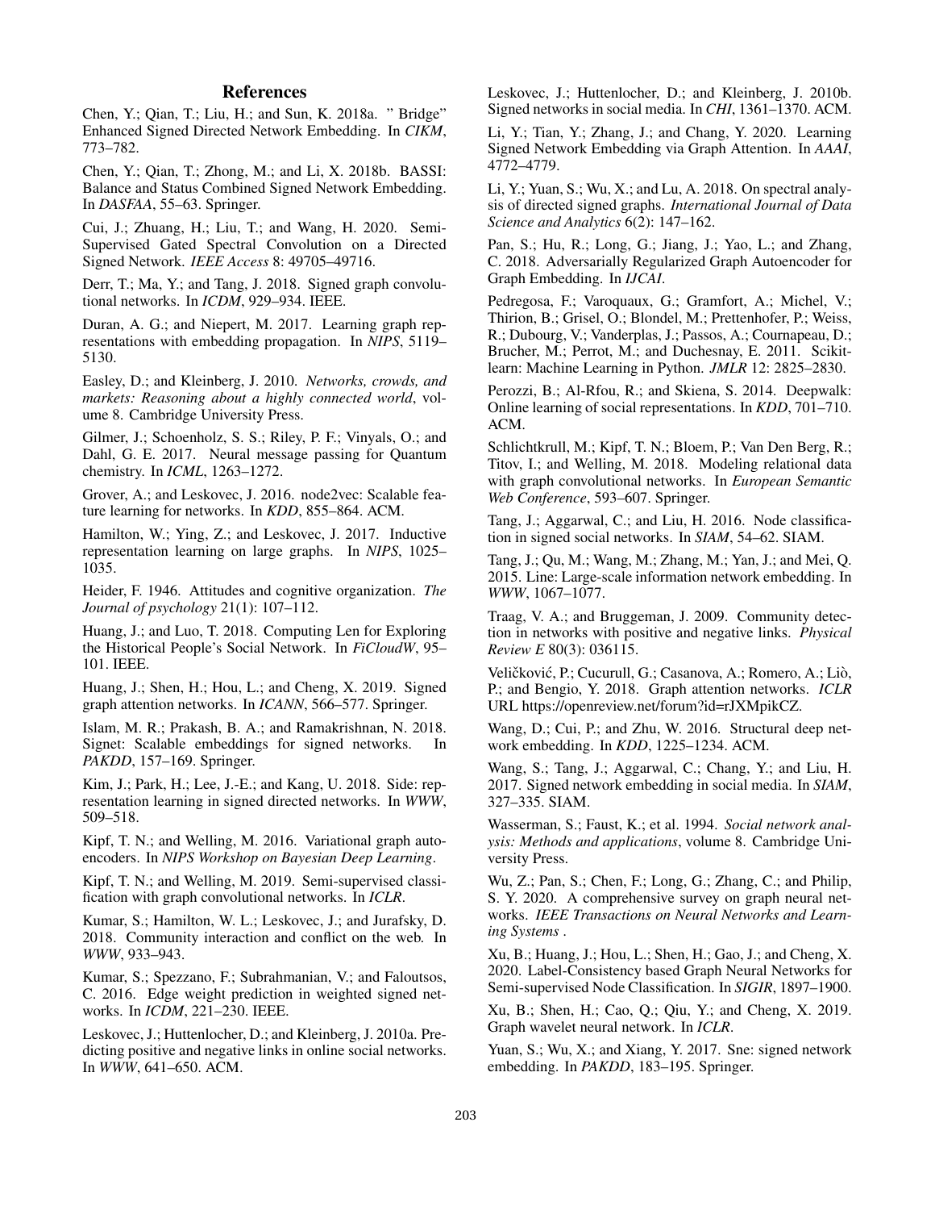## References

Chen, Y.; Qian, T.; Liu, H.; and Sun, K. 2018a. " Bridge" Enhanced Signed Directed Network Embedding. In *CIKM*, 773–782.

Chen, Y.; Qian, T.; Zhong, M.; and Li, X. 2018b. BASSI: Balance and Status Combined Signed Network Embedding. In *DASFAA*, 55–63. Springer.

Cui, J.; Zhuang, H.; Liu, T.; and Wang, H. 2020. Semi-Supervised Gated Spectral Convolution on a Directed Signed Network. *IEEE Access* 8: 49705–49716.

Derr, T.; Ma, Y.; and Tang, J. 2018. Signed graph convolutional networks. In *ICDM*, 929–934. IEEE.

Duran, A. G.; and Niepert, M. 2017. Learning graph representations with embedding propagation. In *NIPS*, 5119–5130.

Easley, D.; and Kleinberg, J. 2010. *Networks, crowds, and markets: Reasoning about a highly connected world*, volume 8. Cambridge University Press.

Gilmer, J.; Schoenholz, S. S.; Riley, P. F.; Vinyals, O.; and Dahl, G. E. 2017. Neural message passing for Quantum chemistry. In *ICML*, 1263–1272.

Grover, A.; and Leskovec, J. 2016. node2vec: Scalable feature learning for networks. In *KDD*, 855–864. ACM.

Hamilton, W.; Ying, Z.; and Leskovec, J. 2017. Inductive representation learning on large graphs. In *NIPS*, 1025–1035.

Heider, F. 1946. Attitudes and cognitive organization. *The Journal of psychology* 21(1): 107–112.

Huang, J.; and Luo, T. 2018. Computing Len for Exploring the Historical People's Social Network. In *FiCloudW*, 95–101. IEEE.

Huang, J.; Shen, H.; Hou, L.; and Cheng, X. 2019. Signed graph attention networks. In *ICANN*, 566–577. Springer.

Islam, M. R.; Prakash, B. A.; and Ramakrishnan, N. 2018. Signet: Scalable embeddings for signed networks. In *PAKDD*, 157–169. Springer.

Kim, J.; Park, H.; Lee, J.-E.; and Kang, U. 2018. Side: representation learning in signed directed networks. In *WWW*, 509–518.

Kipf, T. N.; and Welling, M. 2016. Variational graph autoencoders. In *NIPS Workshop on Bayesian Deep Learning*.

Kipf, T. N.; and Welling, M. 2019. Semi-supervised classification with graph convolutional networks. In *ICLR*.

Kumar, S.; Hamilton, W. L.; Leskovec, J.; and Jurafsky, D. 2018. Community interaction and conflict on the web. In *WWW*, 933–943.

Kumar, S.; Spezzano, F.; Subrahmanian, V.; and Faloutsos, C. 2016. Edge weight prediction in weighted signed networks. In *ICDM*, 221–230. IEEE.

Leskovec, J.; Huttenlocher, D.; and Kleinberg, J. 2010a. Predicting positive and negative links in online social networks. In *WWW*, 641–650. ACM.

Leskovec, J.; Huttenlocher, D.; and Kleinberg, J. 2010b. Signed networks in social media. In *CHI*, 1361–1370. ACM.

Li, Y.; Tian, Y.; Zhang, J.; and Chang, Y. 2020. Learning Signed Network Embedding via Graph Attention. In *AAAI*, 4772–4779.

Li, Y.; Yuan, S.; Wu, X.; and Lu, A. 2018. On spectral analysis of directed signed graphs. *International Journal of Data Science and Analytics* 6(2): 147–162.

Pan, S.; Hu, R.; Long, G.; Jiang, J.; Yao, L.; and Zhang, C. 2018. Adversarially Regularized Graph Autoencoder for Graph Embedding. In *IJCAI*.

Pedregosa, F.; Varoquaux, G.; Gramfort, A.; Michel, V.; Thirion, B.; Grisel, O.; Blondel, M.; Prettenhofer, P.; Weiss, R.; Dubourg, V.; Vanderplas, J.; Passos, A.; Cournapeau, D.; Brucher, M.; Perrot, M.; and Duchesnay, E. 2011. Scikit-learn: Machine Learning in Python. *JMLR* 12: 2825–2830.

Perozzi, B.; Al-Rfou, R.; and Skiena, S. 2014. Deepwalk: Online learning of social representations. In *KDD*, 701–710. ACM.

Schlichtkrull, M.; Kipf, T. N.; Bloem, P.; Van Den Berg, R.; Titov, I.; and Welling, M. 2018. Modeling relational data with graph convolutional networks. In *European Semantic Web Conference*, 593–607. Springer.

Tang, J.; Aggarwal, C.; and Liu, H. 2016. Node classification in signed social networks. In *SIAM*, 54–62. SIAM.

Tang, J.; Qu, M.; Wang, M.; Zhang, M.; Yan, J.; and Mei, Q. 2015. Line: Large-scale information network embedding. In *WWW*, 1067–1077.

Traag, V. A.; and Bruggeman, J. 2009. Community detection in networks with positive and negative links. *Physical Review E* 80(3): 036115.

Veličković, P.; Cucurull, G.; Casanova, A.; Romero, A.; Liò, P.; and Bengio, Y. 2018. Graph attention networks. *ICLR* URL https://openreview.net/forum?id=rJXMpikCZ.

Wang, D.; Cui, P.; and Zhu, W. 2016. Structural deep network embedding. In *KDD*, 1225–1234. ACM.

Wang, S.; Tang, J.; Aggarwal, C.; Chang, Y.; and Liu, H. 2017. Signed network embedding in social media. In *SIAM*, 327–335. SIAM.

Wasserman, S.; Faust, K.; et al. 1994. *Social network analysis: Methods and applications*, volume 8. Cambridge University Press.

Wu, Z.; Pan, S.; Chen, F.; Long, G.; Zhang, C.; and Philip, S. Y. 2020. A comprehensive survey on graph neural networks. *IEEE Transactions on Neural Networks and Learning Systems* .

Xu, B.; Huang, J.; Hou, L.; Shen, H.; Gao, J.; and Cheng, X. 2020. Label-Consistency based Graph Neural Networks for Semi-supervised Node Classification. In *SIGIR*, 1897–1900.

Xu, B.; Shen, H.; Cao, Q.; Qiu, Y.; and Cheng, X. 2019. Graph wavelet neural network. In *ICLR*.

Yuan, S.; Wu, X.; and Xiang, Y. 2017. Sne: signed network embedding. In *PAKDD*, 183–195. Springer.